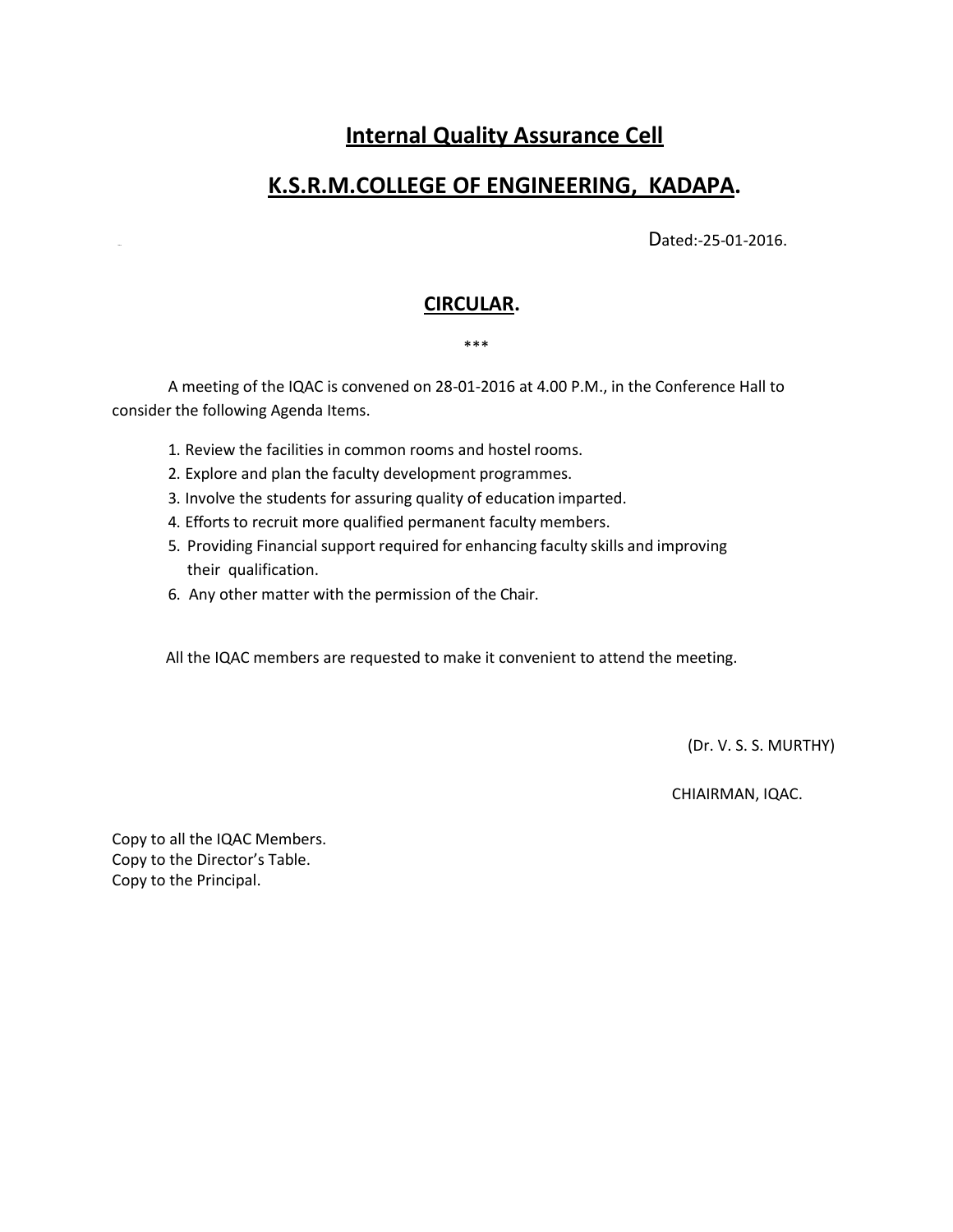# Internal Quality Assurance Cell

# K.S.R.M.COLLEGE OF ENGINEERING, KADAPA.

Dated:-25-01-2016.

## CIRCULAR.

***

A meeting of the IQAC is convened on 28-01-2016 at 4.00 P.M., in the Conference Hall to consider the following Agenda Items.

1. Review the facilities in common rooms and hostel rooms.
2. Explore and plan the faculty development programmes.
3. Involve the students for assuring quality of education imparted.
4. Efforts to recruit more qualified permanent faculty members.
5. Providing Financial support required for enhancing faculty skills and improving their qualification.
6. Any other matter with the permission of the Chair.

All the IQAC members are requested to make it convenient to attend the meeting.

(Dr. V. S. S. MURTHY)

CHIAIRMAN, IQAC.

Copy to all the IQAC Members.
Copy to the Director's Table.
Copy to the Principal.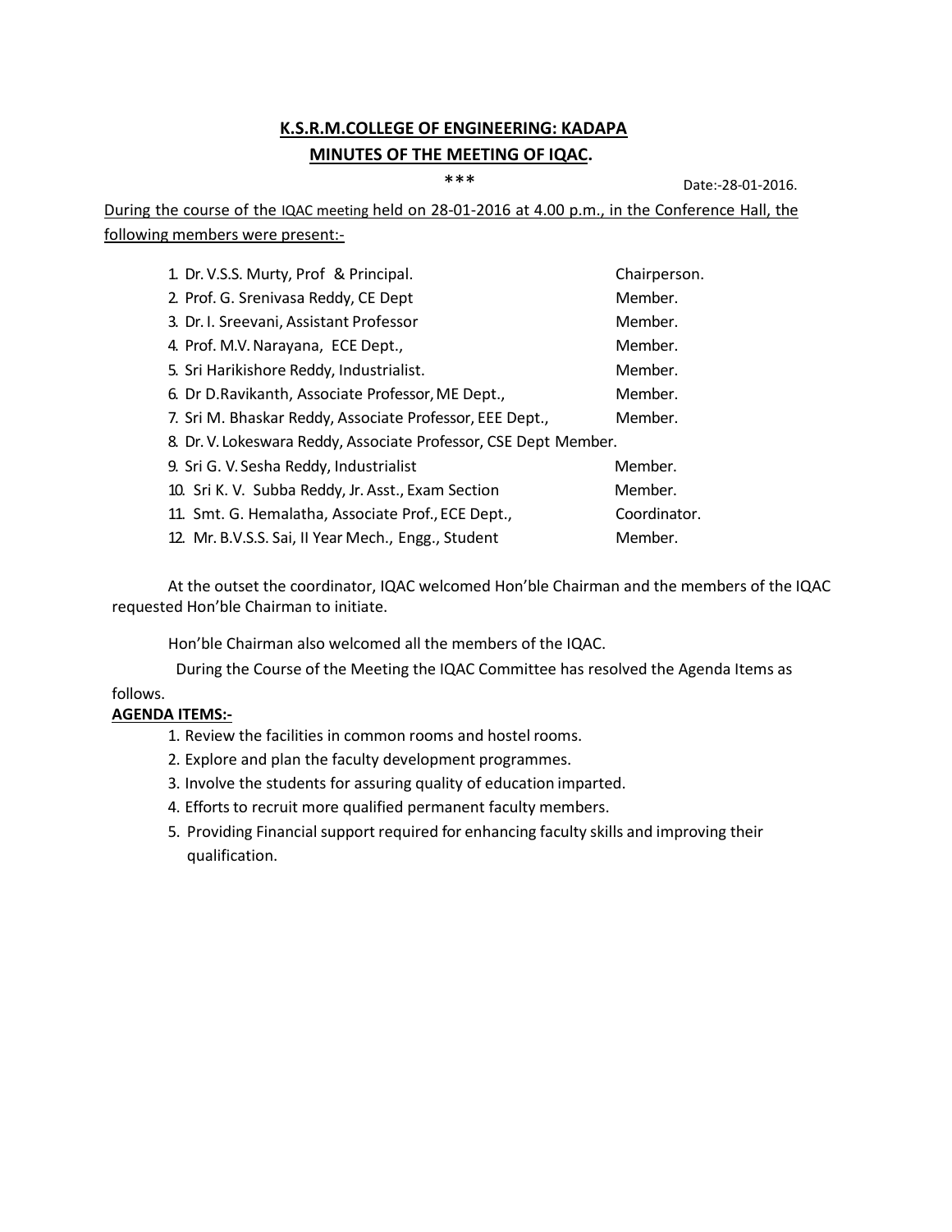**K.S.R.M.COLLEGE OF ENGINEERING: KADAPA**

**MINUTES OF THE MEETING OF IQAC.**

***

Date:-28-01-2016.

During the course of the IQAC meeting held on 28-01-2016 at 4.00 p.m., in the Conference Hall, the following members were present:-

| | |
|---|---|
| 1. Dr. V.S.S. Murty, Prof & Principal. | Chairperson. |
| 2. Prof. G. Srenivasa Reddy, CE Dept | Member. |
| 3. Dr. I. Sreevani, Assistant Professor | Member. |
| 4. Prof. M.V. Narayana, ECE Dept., | Member. |
| 5. Sri Harikishore Reddy, Industrialist. | Member. |
| 6. Dr D.Ravikanth, Associate Professor, ME Dept., | Member. |
| 7. Sri M. Bhaskar Reddy, Associate Professor, EEE Dept., | Member. |
| 8. Dr. V. Lokeswara Reddy, Associate Professor, CSE Dept | Member. |
| 9. Sri G. V. Sesha Reddy, Industrialist | Member. |
| 10. Sri K. V. Subba Reddy, Jr. Asst., Exam Section | Member. |
| 11. Smt. G. Hemalatha, Associate Prof., ECE Dept., | Coordinator. |
| 12. Mr. B.V.S.S. Sai, II Year Mech., Engg., Student | Member. |

At the outset the coordinator, IQAC welcomed Hon'ble Chairman and the members of the IQAC requested Hon'ble Chairman to initiate.

Hon'ble Chairman also welcomed all the members of the IQAC.

During the Course of the Meeting the IQAC Committee has resolved the Agenda Items as follows.

**AGENDA ITEMS:-**

1. Review the facilities in common rooms and hostel rooms.
2. Explore and plan the faculty development programmes.
3. Involve the students for assuring quality of education imparted.
4. Efforts to recruit more qualified permanent faculty members.
5. Providing Financial support required for enhancing faculty skills and improving their qualification.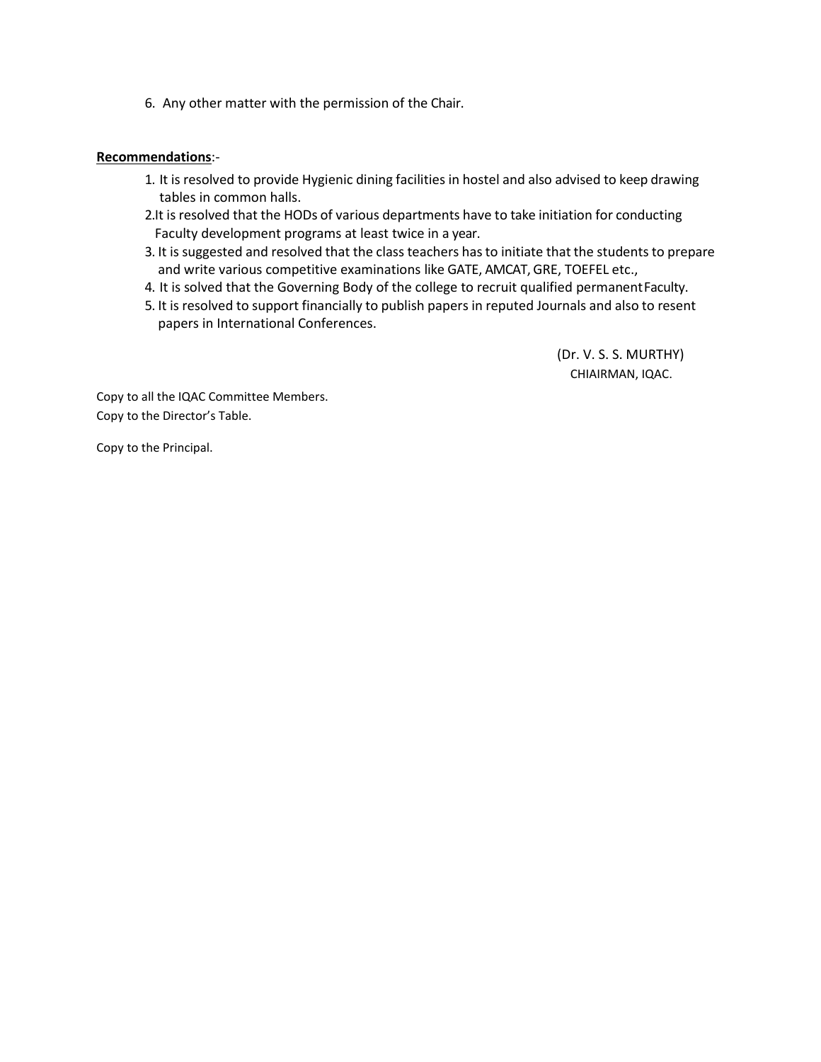6. Any other matter with the permission of the Chair.

**Recommendations**:-

1. It is resolved to provide Hygienic dining facilities in hostel and also advised to keep drawing tables in common halls.
2. It is resolved that the HODs of various departments have to take initiation for conducting Faculty development programs at least twice in a year.
3. It is suggested and resolved that the class teachers has to initiate that the students to prepare and write various competitive examinations like GATE, AMCAT, GRE, TOEFEL etc.,
4. It is solved that the Governing Body of the college to recruit qualified permanent Faculty.
5. It is resolved to support financially to publish papers in reputed Journals and also to resent papers in International Conferences.

(Dr. V. S. S. MURTHY)
CHIAIRMAN, IQAC.

Copy to all the IQAC Committee Members.
Copy to the Director's Table.

Copy to the Principal.